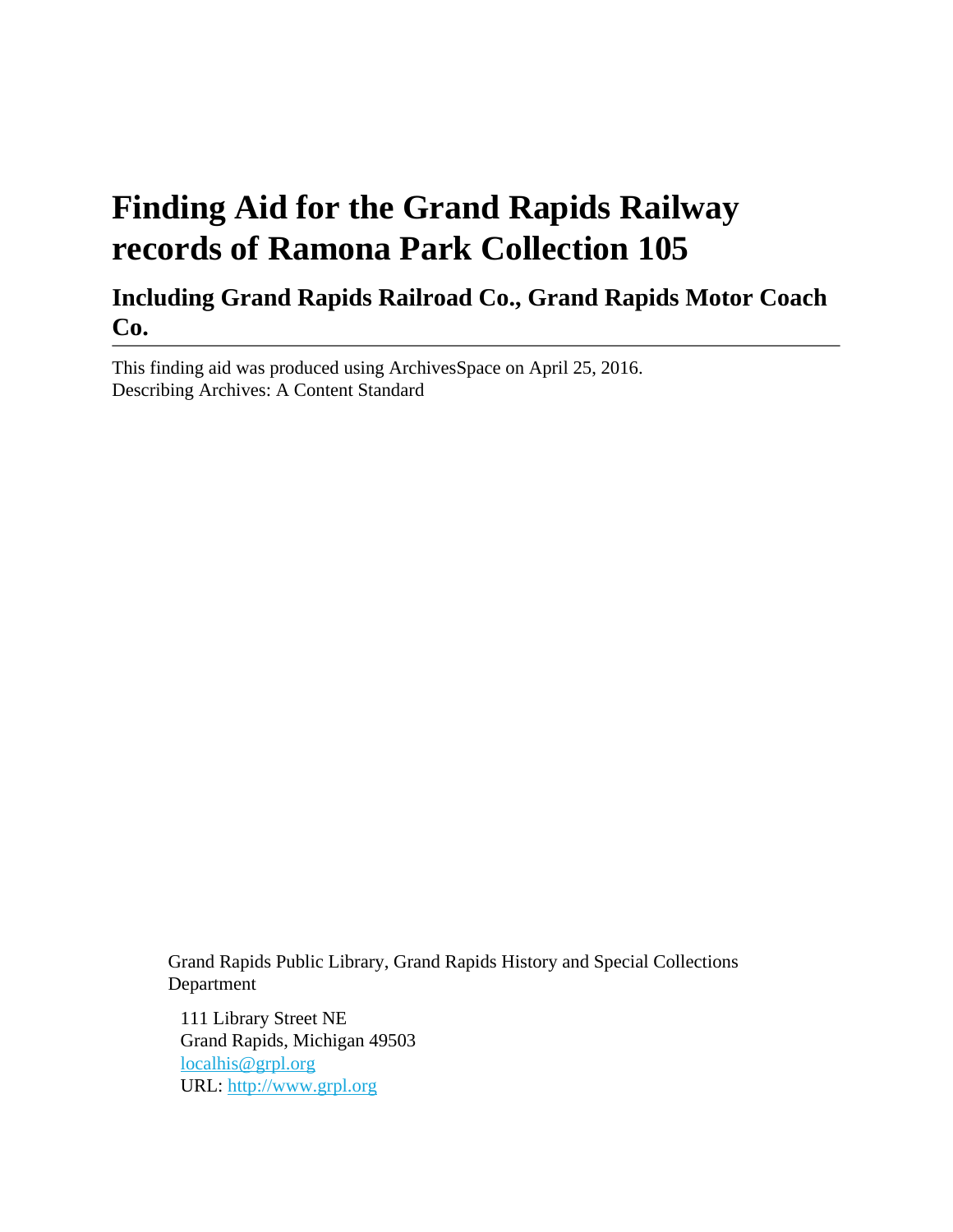# Finding Aid for the Grand Rapids Railway records of Ramona Park Collection 105

## Including Grand Rapids Railroad Co., Grand Rapids Motor Coach Co.

---

This finding aid was produced using ArchivesSpace on April 25, 2016.
Describing Archives: A Content Standard

Grand Rapids Public Library, Grand Rapids History and Special Collections Department

111 Library Street NE
Grand Rapids, Michigan 49503
localhis@grpl.org
URL: http://www.grpl.org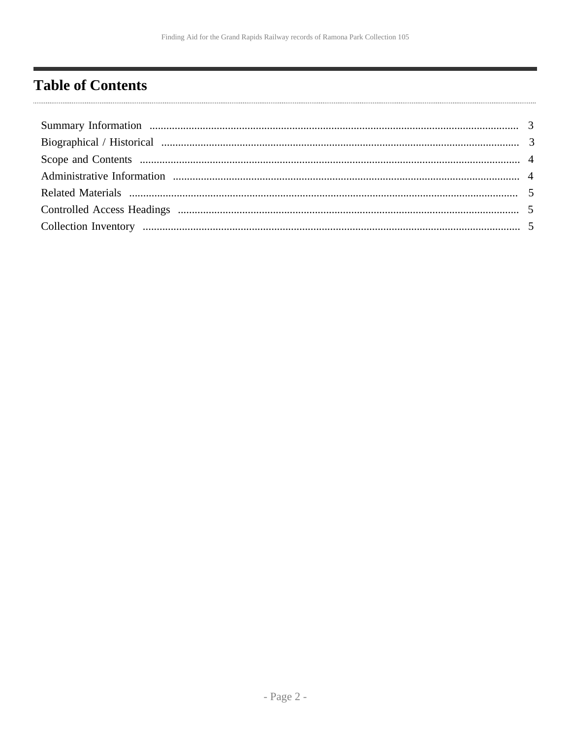# Table of Contents

Summary Information .......... 3
Biographical / Historical .......... 3
Scope and Contents .......... 4
Administrative Information .......... 4
Related Materials .......... 5
Controlled Access Headings .......... 5
Collection Inventory .......... 5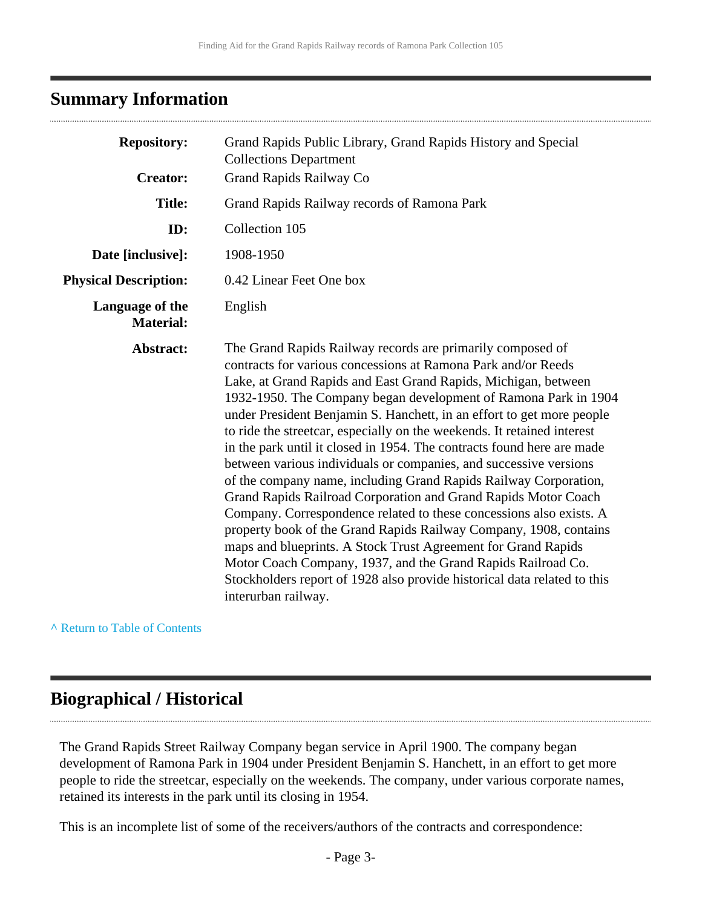## Summary Information

| | |
|---|---|
| **Repository:** | Grand Rapids Public Library, Grand Rapids History and Special Collections Department |
| **Creator:** | Grand Rapids Railway Co |
| **Title:** | Grand Rapids Railway records of Ramona Park |
| **ID:** | Collection 105 |
| **Date [inclusive]:** | 1908-1950 |
| **Physical Description:** | 0.42 Linear Feet One box |
| **Language of the Material:** | English |
| **Abstract:** | The Grand Rapids Railway records are primarily composed of contracts for various concessions at Ramona Park and/or Reeds Lake, at Grand Rapids and East Grand Rapids, Michigan, between 1932-1950. The Company began development of Ramona Park in 1904 under President Benjamin S. Hanchett, in an effort to get more people to ride the streetcar, especially on the weekends. It retained interest in the park until it closed in 1954. The contracts found here are made between various individuals or companies, and successive versions of the company name, including Grand Rapids Railway Corporation, Grand Rapids Railroad Corporation and Grand Rapids Motor Coach Company. Correspondence related to these concessions also exists. A property book of the Grand Rapids Railway Company, 1908, contains maps and blueprints. A Stock Trust Agreement for Grand Rapids Motor Coach Company, 1937, and the Grand Rapids Railroad Co. Stockholders report of 1928 also provide historical data related to this interurban railway. |

^ Return to Table of Contents

## Biographical / Historical

The Grand Rapids Street Railway Company began service in April 1900. The company began development of Ramona Park in 1904 under President Benjamin S. Hanchett, in an effort to get more people to ride the streetcar, especially on the weekends. The company, under various corporate names, retained its interests in the park until its closing in 1954.

This is an incomplete list of some of the receivers/authors of the contracts and correspondence: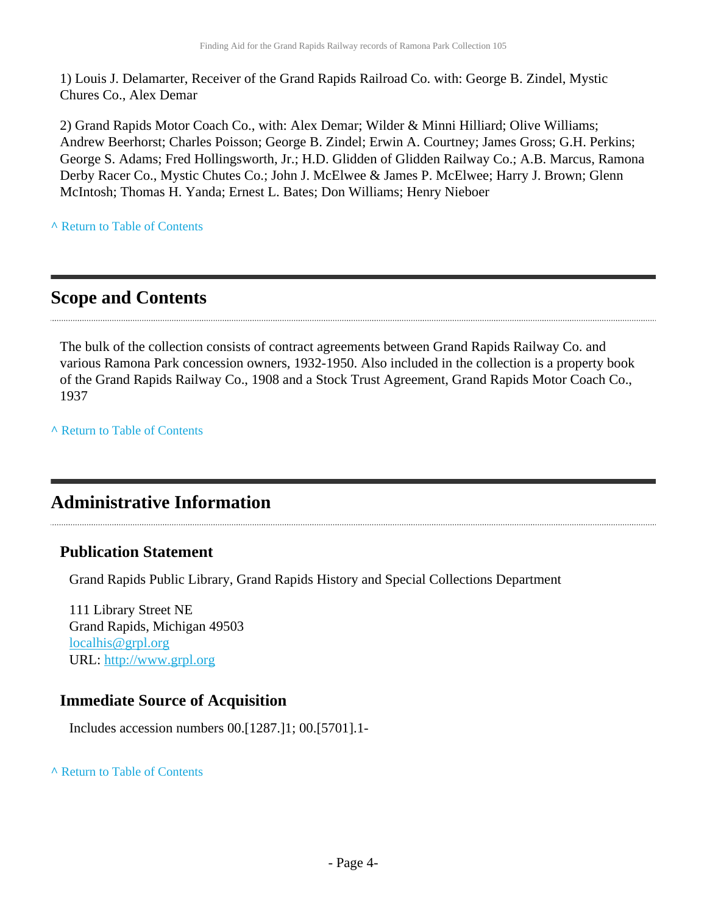1) Louis J. Delamarter, Receiver of the Grand Rapids Railroad Co. with: George B. Zindel, Mystic Chures Co., Alex Demar

2) Grand Rapids Motor Coach Co., with: Alex Demar; Wilder & Minni Hilliard; Olive Williams; Andrew Beerhorst; Charles Poisson; George B. Zindel; Erwin A. Courtney; James Gross; G.H. Perkins; George S. Adams; Fred Hollingsworth, Jr.; H.D. Glidden of Glidden Railway Co.; A.B. Marcus, Ramona Derby Racer Co., Mystic Chutes Co.; John J. McElwee & James P. McElwee; Harry J. Brown; Glenn McIntosh; Thomas H. Yanda; Ernest L. Bates; Don Williams; Henry Nieboer

^ Return to Table of Contents

## Scope and Contents

The bulk of the collection consists of contract agreements between Grand Rapids Railway Co. and various Ramona Park concession owners, 1932-1950. Also included in the collection is a property book of the Grand Rapids Railway Co., 1908 and a Stock Trust Agreement, Grand Rapids Motor Coach Co., 1937

^ Return to Table of Contents

## Administrative Information

### Publication Statement

Grand Rapids Public Library, Grand Rapids History and Special Collections Department

111 Library Street NE
Grand Rapids, Michigan 49503
localhis@grpl.org
URL: http://www.grpl.org

### Immediate Source of Acquisition

Includes accession numbers 00.[1287.]1; 00.[5701].1-

^ Return to Table of Contents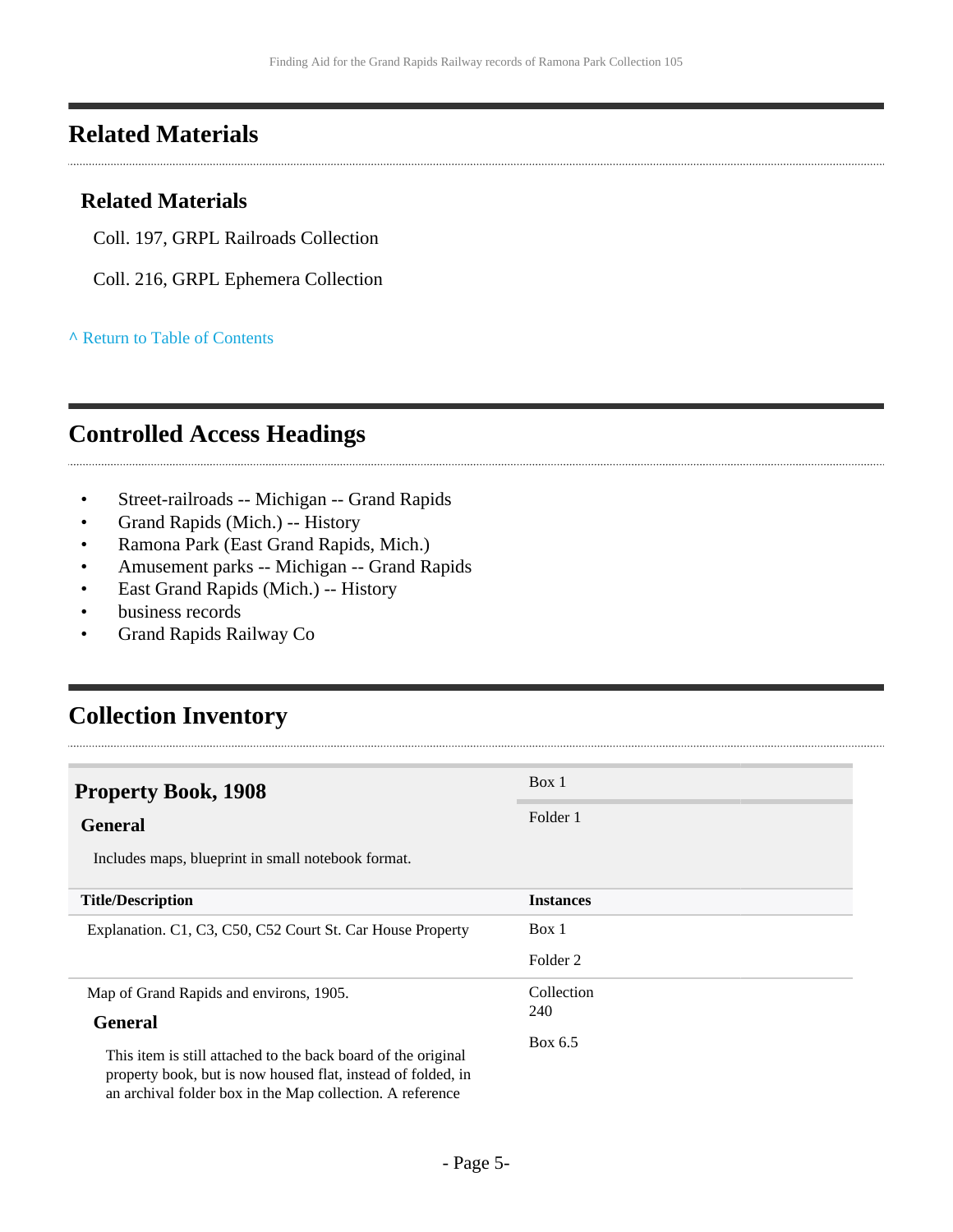## Related Materials

### Related Materials

Coll. 197, GRPL Railroads Collection

Coll. 216, GRPL Ephemera Collection

^ Return to Table of Contents

## Controlled Access Headings

- Street-railroads -- Michigan -- Grand Rapids
- Grand Rapids (Mich.) -- History
- Ramona Park (East Grand Rapids, Mich.)
- Amusement parks -- Michigan -- Grand Rapids
- East Grand Rapids (Mich.) -- History
- business records
- Grand Rapids Railway Co

## Collection Inventory

### Property Book, 1908

Box 1

Folder 1

#### General

Includes maps, blueprint in small notebook format.

| Title/Description | Instances |
|---|---|
| Explanation. C1, C3, C50, C52 Court St. Car House Property | Box 1<br>Folder 2 |
| Map of Grand Rapids and environs, 1905.<br>**General**<br>This item is still attached to the back board of the original property book, but is now housed flat, instead of folded, in an archival folder box in the Map collection. A reference | Collection 240<br>Box 6.5 |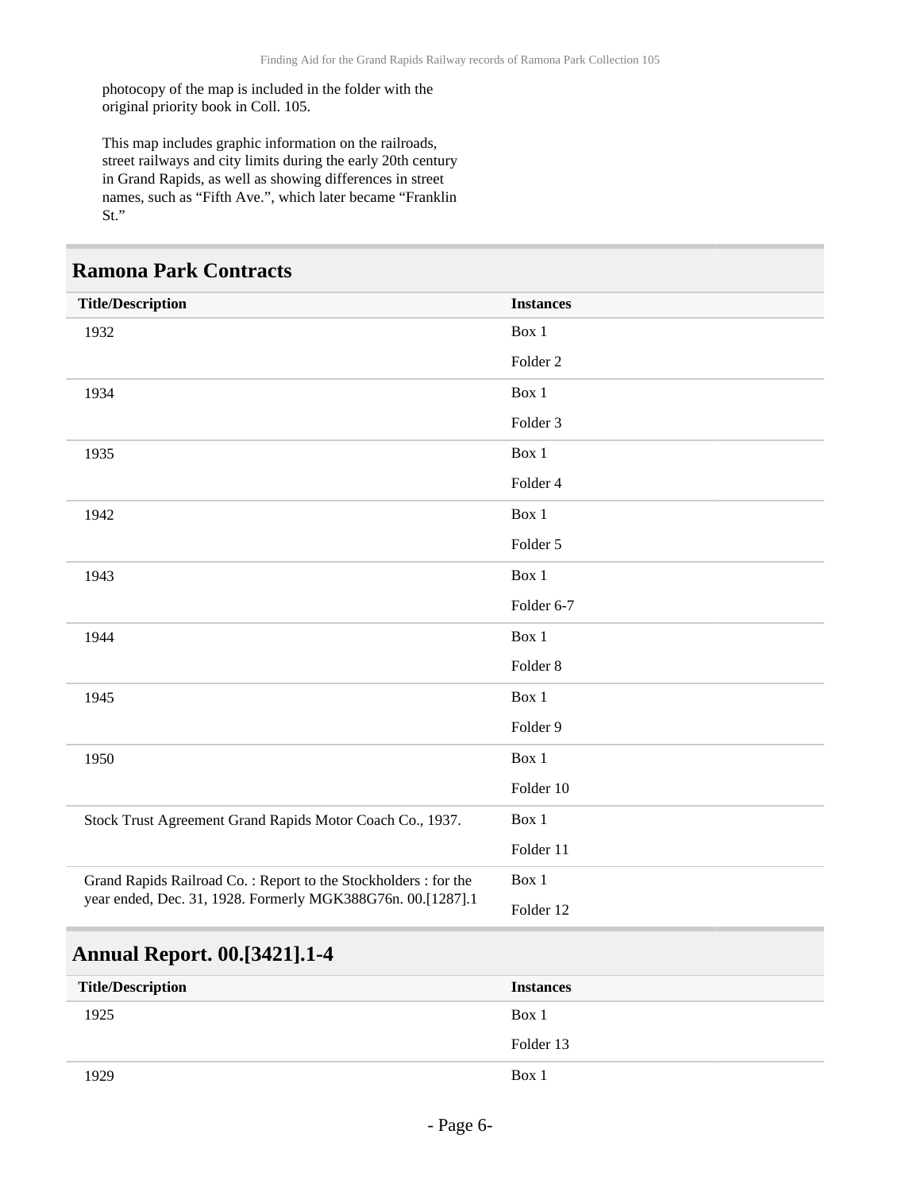photocopy of the map is included in the folder with the original priority book in Coll. 105.

This map includes graphic information on the railroads, street railways and city limits during the early 20th century in Grand Rapids, as well as showing differences in street names, such as "Fifth Ave.", which later became "Franklin St."

## Ramona Park Contracts

| Title/Description | Instances |
| --- | --- |
| 1932 | Box 1<br>Folder 2 |
| 1934 | Box 1<br>Folder 3 |
| 1935 | Box 1<br>Folder 4 |
| 1942 | Box 1<br>Folder 5 |
| 1943 | Box 1<br>Folder 6-7 |
| 1944 | Box 1<br>Folder 8 |
| 1945 | Box 1<br>Folder 9 |
| 1950 | Box 1<br>Folder 10 |
| Stock Trust Agreement Grand Rapids Motor Coach Co., 1937. | Box 1<br>Folder 11 |
| Grand Rapids Railroad Co. : Report to the Stockholders : for the year ended, Dec. 31, 1928. Formerly MGK388G76n. 00.[1287].1 | Box 1<br>Folder 12 |

## Annual Report. 00.[3421].1-4

| Title/Description | Instances |
| --- | --- |
| 1925 | Box 1<br>Folder 13 |
| 1929 | Box 1 |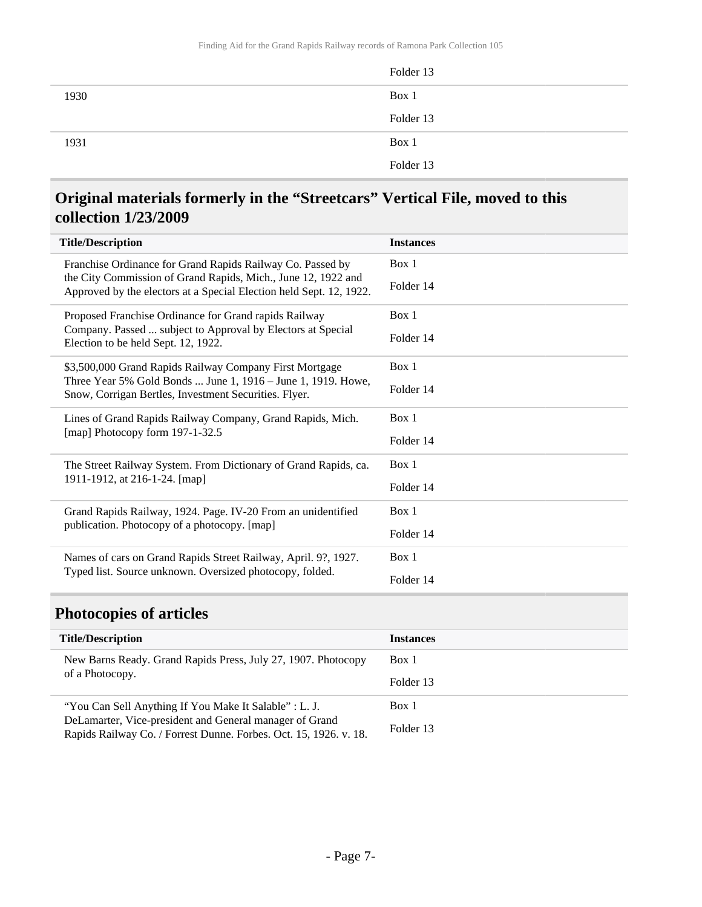| | |
|---|---|
| | Folder 13 |
| 1930 | Box 1<br>Folder 13 |
| 1931 | Box 1<br>Folder 13 |

## Original materials formerly in the “Streetcars” Vertical File, moved to this collection 1/23/2009

| Title/Description | Instances |
|---|---|
| Franchise Ordinance for Grand Rapids Railway Co. Passed by the City Commission of Grand Rapids, Mich., June 12, 1922 and Approved by the electors at a Special Election held Sept. 12, 1922. | Box 1<br>Folder 14 |
| Proposed Franchise Ordinance for Grand rapids Railway Company. Passed ... subject to Approval by Electors at Special Election to be held Sept. 12, 1922. | Box 1<br>Folder 14 |
| $3,500,000 Grand Rapids Railway Company First Mortgage Three Year 5% Gold Bonds ... June 1, 1916 – June 1, 1919. Howe, Snow, Corrigan Bertles, Investment Securities. Flyer. | Box 1<br>Folder 14 |
| Lines of Grand Rapids Railway Company, Grand Rapids, Mich. [map] Photocopy form 197-1-32.5 | Box 1<br>Folder 14 |
| The Street Railway System. From Dictionary of Grand Rapids, ca. 1911-1912, at 216-1-24. [map] | Box 1<br>Folder 14 |
| Grand Rapids Railway, 1924. Page. IV-20 From an unidentified publication. Photocopy of a photocopy. [map] | Box 1<br>Folder 14 |
| Names of cars on Grand Rapids Street Railway, April. 9?, 1927. Typed list. Source unknown. Oversized photocopy, folded. | Box 1<br>Folder 14 |

## Photocopies of articles

| Title/Description | Instances |
|---|---|
| New Barns Ready. Grand Rapids Press, July 27, 1907. Photocopy of a Photocopy. | Box 1<br>Folder 13 |
| “You Can Sell Anything If You Make It Salable” : L. J. DeLamarter, Vice-president and General manager of Grand Rapids Railway Co. / Forrest Dunne. Forbes. Oct. 15, 1926. v. 18. | Box 1<br>Folder 13 |